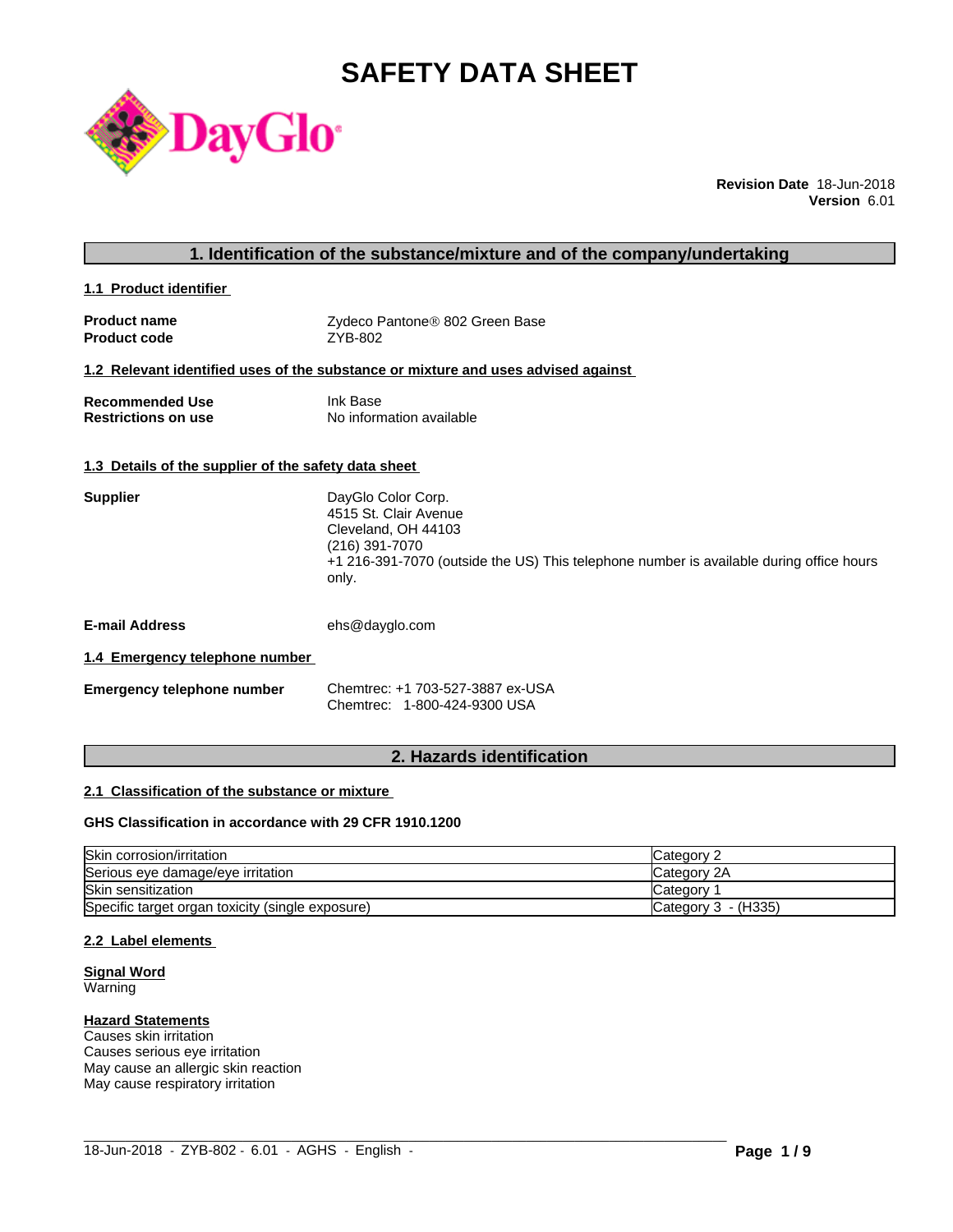# SAFETY DATA SHEET

DayGlo

**Revision Date** 18-Jun-2018
**Version** 6.01

## 1. Identification of the substance/mixture and of the company/undertaking

### 1.1 Product identifier

**Product name** Zydeco Pantone® 802 Green Base
**Product code** ZYB-802

### 1.2 Relevant identified uses of the substance or mixture and uses advised against

**Recommended Use** Ink Base
**Restrictions on use** No information available

### 1.3 Details of the supplier of the safety data sheet

**Supplier**
DayGlo Color Corp.
4515 St. Clair Avenue
Cleveland, OH 44103
(216) 391-7070
+1 216-391-7070 (outside the US) This telephone number is available during office hours only.

**E-mail Address** ehs@dayglo.com

### 1.4 Emergency telephone number

**Emergency telephone number**
Chemtrec: +1 703-527-3887 ex-USA
Chemtrec: 1-800-424-9300 USA

## 2. Hazards identification

### 2.1 Classification of the substance or mixture

**GHS Classification in accordance with 29 CFR 1910.1200**

| | |
|---|---|
| Skin corrosion/irritation | Category 2 |
| Serious eye damage/eye irritation | Category 2A |
| Skin sensitization | Category 1 |
| Specific target organ toxicity (single exposure) | Category 3 - (H335) |

### 2.2 Label elements

**Signal Word**
Warning

**Hazard Statements**
Causes skin irritation
Causes serious eye irritation
May cause an allergic skin reaction
May cause respiratory irritation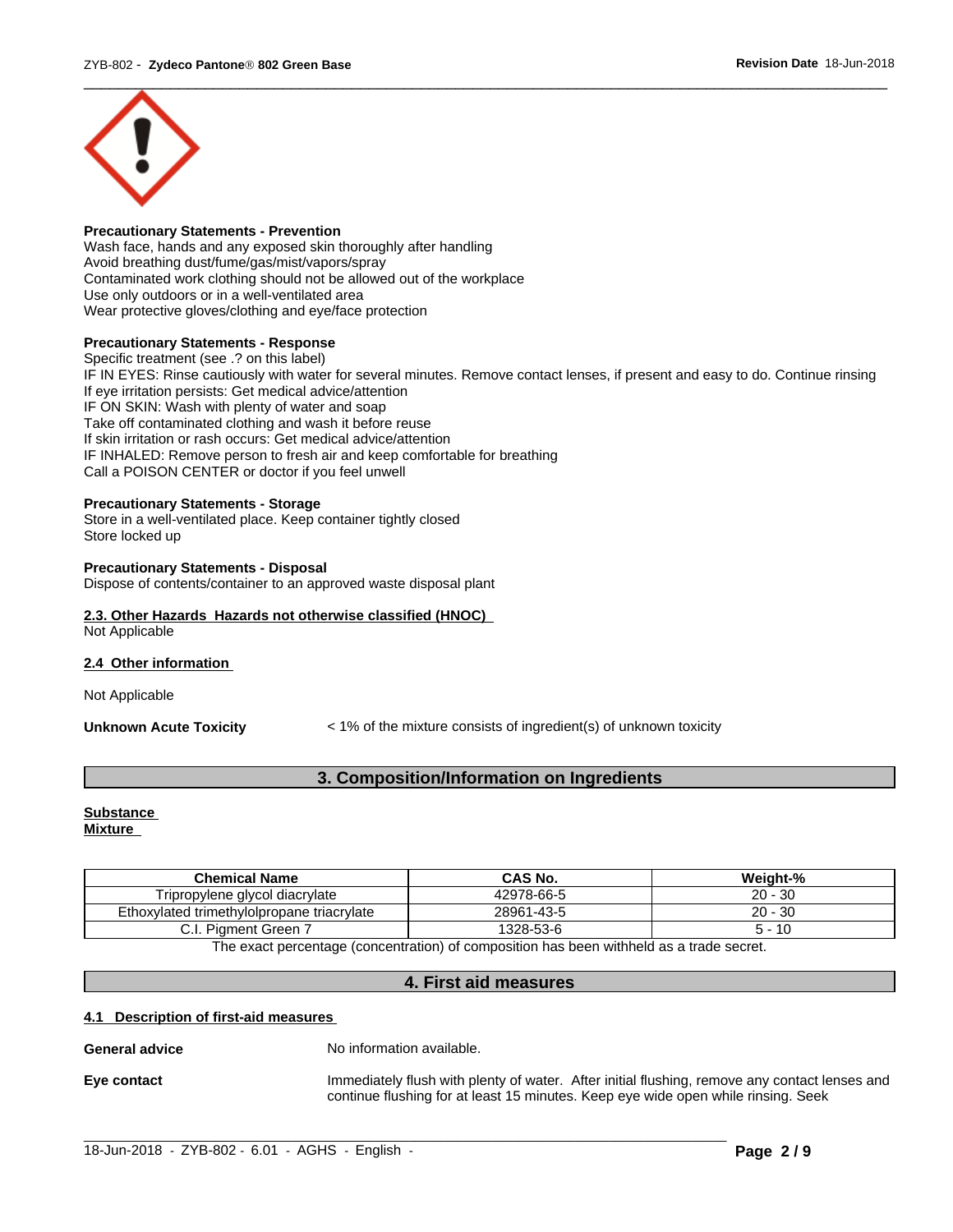**Precautionary Statements - Prevention**
Wash face, hands and any exposed skin thoroughly after handling
Avoid breathing dust/fume/gas/mist/vapors/spray
Contaminated work clothing should not be allowed out of the workplace
Use only outdoors or in a well-ventilated area
Wear protective gloves/clothing and eye/face protection

**Precautionary Statements - Response**
Specific treatment (see .? on this label)
IF IN EYES: Rinse cautiously with water for several minutes. Remove contact lenses, if present and easy to do. Continue rinsing
If eye irritation persists: Get medical advice/attention
IF ON SKIN: Wash with plenty of water and soap
Take off contaminated clothing and wash it before reuse
If skin irritation or rash occurs: Get medical advice/attention
IF INHALED: Remove person to fresh air and keep comfortable for breathing
Call a POISON CENTER or doctor if you feel unwell

**Precautionary Statements - Storage**
Store in a well-ventilated place. Keep container tightly closed
Store locked up

**Precautionary Statements - Disposal**
Dispose of contents/container to an approved waste disposal plant

**2.3. Other Hazards Hazards not otherwise classified (HNOC)**
Not Applicable

**2.4 Other information**

Not Applicable

**Unknown Acute Toxicity** < 1% of the mixture consists of ingredient(s) of unknown toxicity

## 3. Composition/Information on Ingredients

**Substance**
**Mixture**

| Chemical Name | CAS No. | Weight-% |
|---|---|---|
| Tripropylene glycol diacrylate | 42978-66-5 | 20 - 30 |
| Ethoxylated trimethylolpropane triacrylate | 28961-43-5 | 20 - 30 |
| C.I. Pigment Green 7 | 1328-53-6 | 5 - 10 |

The exact percentage (concentration) of composition has been withheld as a trade secret.

## 4. First aid measures

**4.1 Description of first-aid measures**

**General advice** No information available.

**Eye contact** Immediately flush with plenty of water. After initial flushing, remove any contact lenses and continue flushing for at least 15 minutes. Keep eye wide open while rinsing. Seek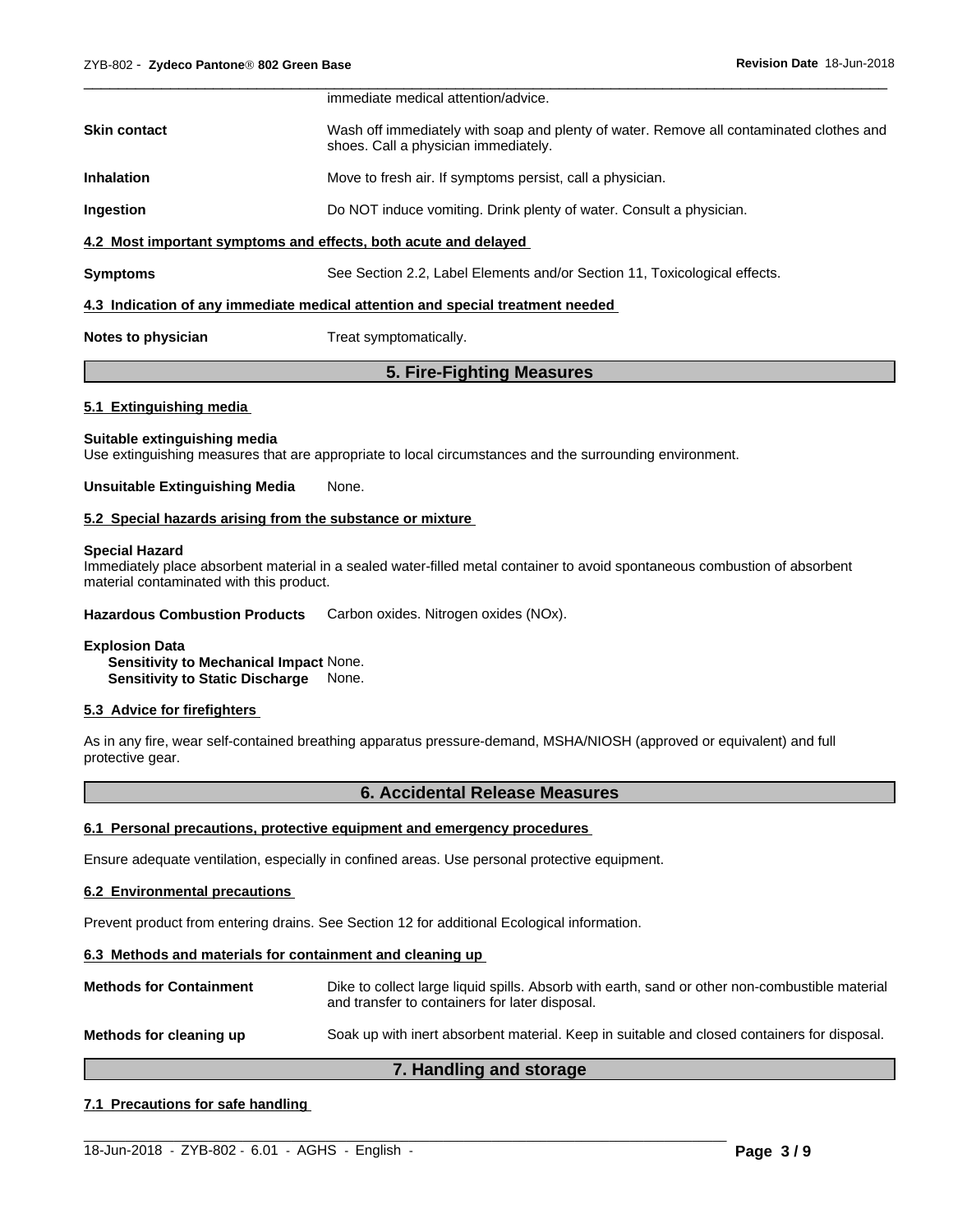immediate medical attention/advice.

**Skin contact** Wash off immediately with soap and plenty of water. Remove all contaminated clothes and shoes. Call a physician immediately.

**Inhalation** Move to fresh air. If symptoms persist, call a physician.

**Ingestion** Do NOT induce vomiting. Drink plenty of water. Consult a physician.

### 4.2 Most important symptoms and effects, both acute and delayed

**Symptoms** See Section 2.2, Label Elements and/or Section 11, Toxicological effects.

### 4.3 Indication of any immediate medical attention and special treatment needed

**Notes to physician** Treat symptomatically.

## 5. Fire-Fighting Measures

### 5.1 Extinguishing media

**Suitable extinguishing media**
Use extinguishing measures that are appropriate to local circumstances and the surrounding environment.

**Unsuitable Extinguishing Media** None.

### 5.2 Special hazards arising from the substance or mixture

**Special Hazard**
Immediately place absorbent material in a sealed water-filled metal container to avoid spontaneous combustion of absorbent material contaminated with this product.

**Hazardous Combustion Products** Carbon oxides. Nitrogen oxides (NOx).

**Explosion Data**
**Sensitivity to Mechanical Impact** None.
**Sensitivity to Static Discharge** None.

### 5.3 Advice for firefighters

As in any fire, wear self-contained breathing apparatus pressure-demand, MSHA/NIOSH (approved or equivalent) and full protective gear.

## 6. Accidental Release Measures

### 6.1 Personal precautions, protective equipment and emergency procedures

Ensure adequate ventilation, especially in confined areas. Use personal protective equipment.

### 6.2 Environmental precautions

Prevent product from entering drains. See Section 12 for additional Ecological information.

### 6.3 Methods and materials for containment and cleaning up

**Methods for Containment** Dike to collect large liquid spills. Absorb with earth, sand or other non-combustible material and transfer to containers for later disposal.

**Methods for cleaning up** Soak up with inert absorbent material. Keep in suitable and closed containers for disposal.

## 7. Handling and storage

### 7.1 Precautions for safe handling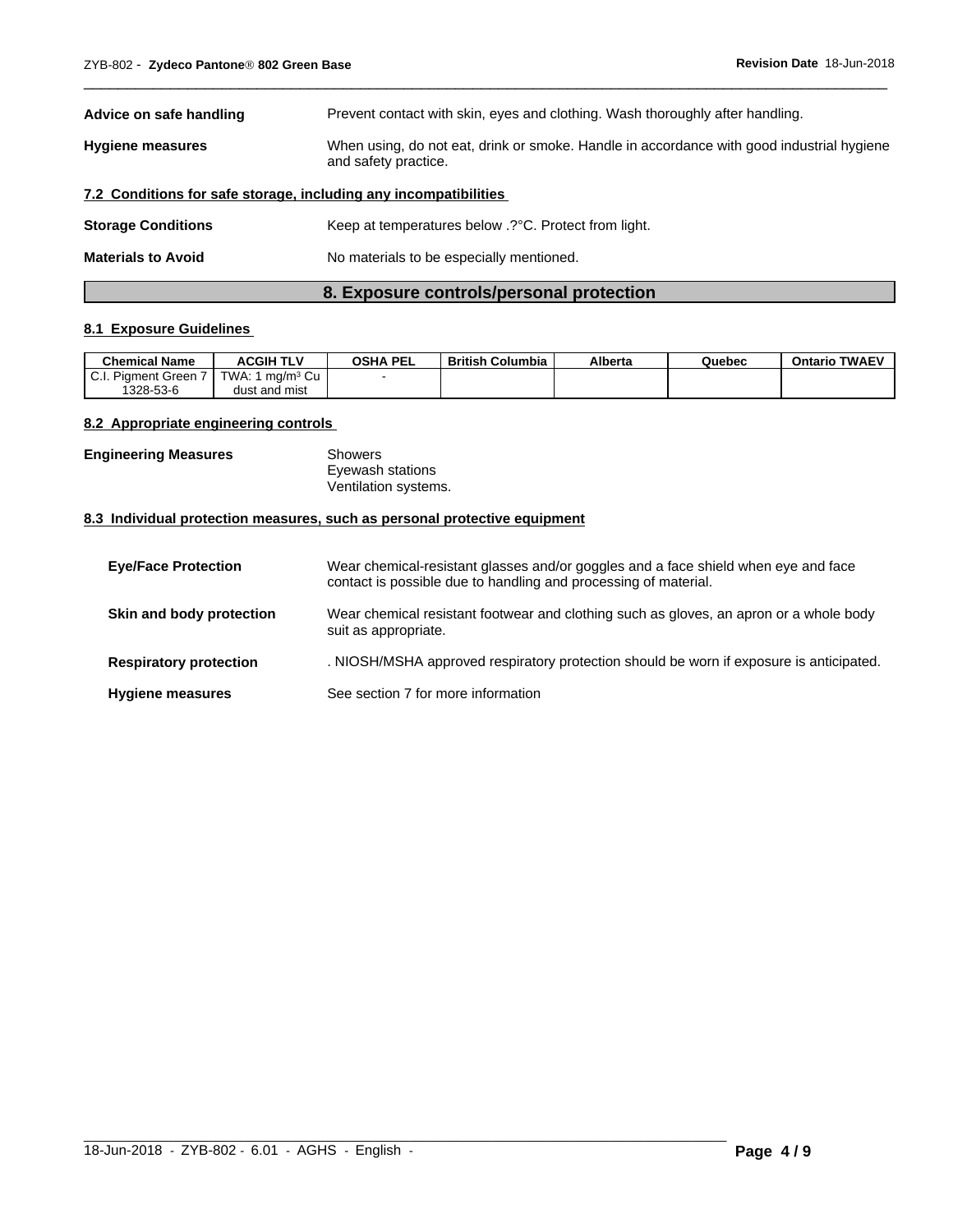**Advice on safe handling** Prevent contact with skin, eyes and clothing. Wash thoroughly after handling.

**Hygiene measures** When using, do not eat, drink or smoke. Handle in accordance with good industrial hygiene and safety practice.

### 7.2 Conditions for safe storage, including any incompatibilities

**Storage Conditions** Keep at temperatures below .?°C. Protect from light.

**Materials to Avoid** No materials to be especially mentioned.

## 8. Exposure controls/personal protection

### 8.1 Exposure Guidelines

| Chemical Name | ACGIH TLV | OSHA PEL | British Columbia | Alberta | Quebec | Ontario TWAEV |
|---|---|---|---|---|---|---|
| C.I. Pigment Green 7 1328-53-6 | TWA: 1 mg/m³ Cu dust and mist | - | | | | |

### 8.2 Appropriate engineering controls

**Engineering Measures** Showers
Eyewash stations
Ventilation systems.

### 8.3 Individual protection measures, such as personal protective equipment

**Eye/Face Protection** Wear chemical-resistant glasses and/or goggles and a face shield when eye and face contact is possible due to handling and processing of material.

**Skin and body protection** Wear chemical resistant footwear and clothing such as gloves, an apron or a whole body suit as appropriate.

**Respiratory protection** . NIOSH/MSHA approved respiratory protection should be worn if exposure is anticipated.

**Hygiene measures** See section 7 for more information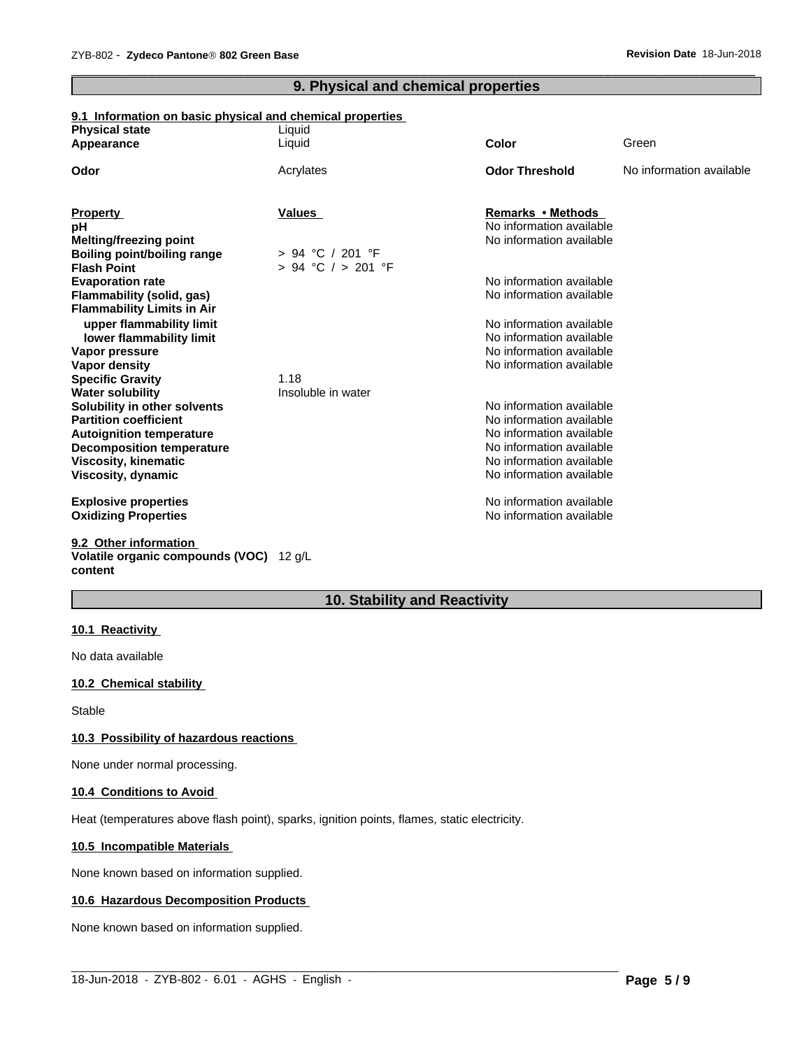## 9. Physical and chemical properties

### 9.1 Information on basic physical and chemical properties

| | | | |
|---|---|---|---|
| **Physical state** | Liquid | | |
| **Appearance** | Liquid | **Color** | Green |
| **Odor** | Acrylates | **Odor Threshold** | No information available |

| **Property** | **Values** | **Remarks • Methods** |
|---|---|---|
| **pH** | | No information available |
| **Melting/freezing point** | | No information available |
| **Boiling point/boiling range** | > 94 °C / 201 °F | |
| **Flash Point** | > 94 °C / > 201 °F | |
| **Evaporation rate** | | No information available |
| **Flammability (solid, gas)** | | No information available |
| **Flammability Limits in Air** | | |
| **upper flammability limit** | | No information available |
| **lower flammability limit** | | No information available |
| **Vapor pressure** | | No information available |
| **Vapor density** | | No information available |
| **Specific Gravity** | 1.18 | |
| **Water solubility** | Insoluble in water | |
| **Solubility in other solvents** | | No information available |
| **Partition coefficient** | | No information available |
| **Autoignition temperature** | | No information available |
| **Decomposition temperature** | | No information available |
| **Viscosity, kinematic** | | No information available |
| **Viscosity, dynamic** | | No information available |
| **Explosive properties** | | No information available |
| **Oxidizing Properties** | | No information available |

### 9.2 Other information

**Volatile organic compounds (VOC) content** 12 g/L

## 10. Stability and Reactivity

### 10.1 Reactivity

No data available

### 10.2 Chemical stability

Stable

### 10.3 Possibility of hazardous reactions

None under normal processing.

### 10.4 Conditions to Avoid

Heat (temperatures above flash point), sparks, ignition points, flames, static electricity.

### 10.5 Incompatible Materials

None known based on information supplied.

### 10.6 Hazardous Decomposition Products

None known based on information supplied.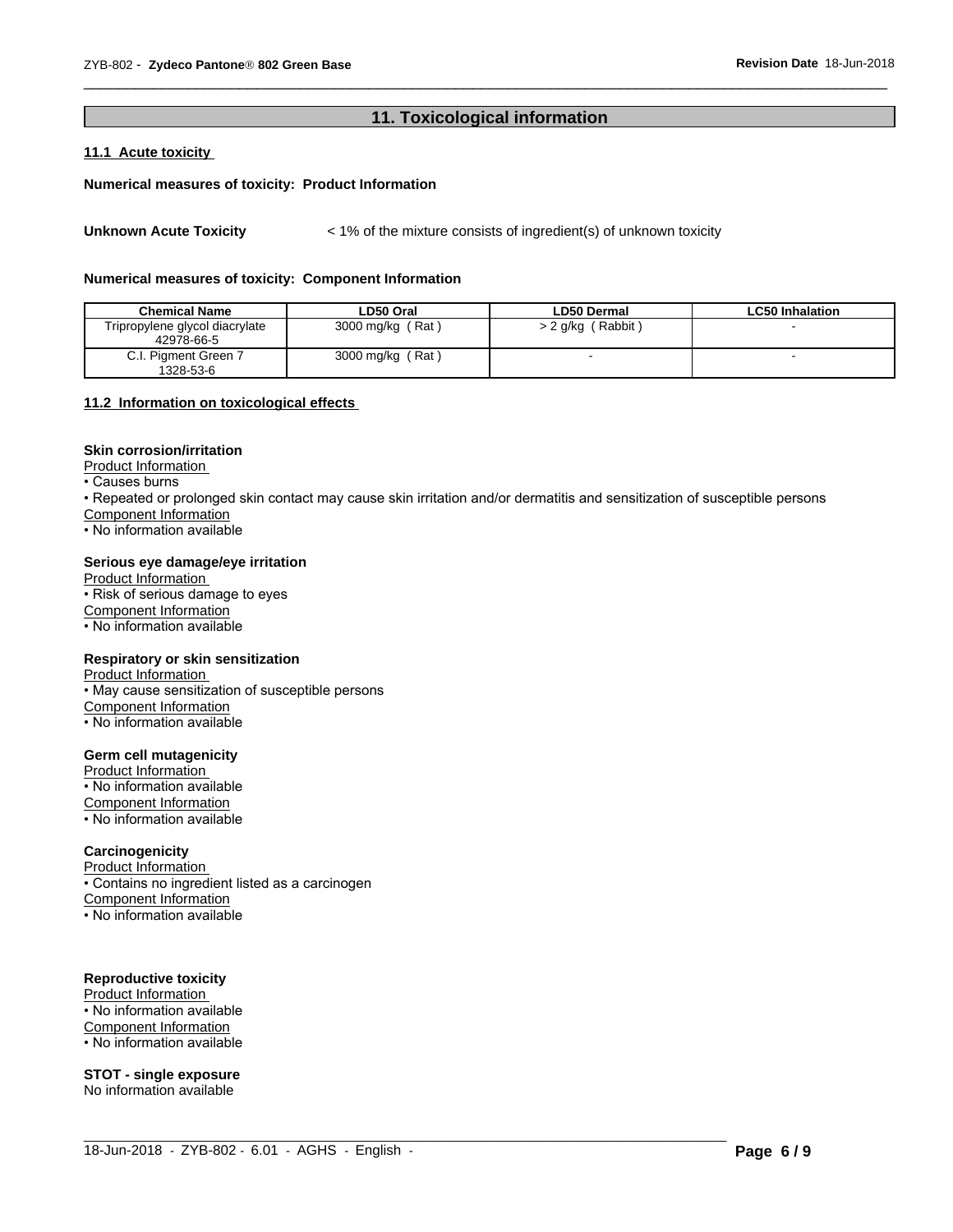## 11. Toxicological information

### 11.1 Acute toxicity

**Numerical measures of toxicity: Product Information**

**Unknown Acute Toxicity** < 1% of the mixture consists of ingredient(s) of unknown toxicity

**Numerical measures of toxicity: Component Information**

| Chemical Name | LD50 Oral | LD50 Dermal | LC50 Inhalation |
|---|---|---|---|
| Tripropylene glycol diacrylate 42978-66-5 | 3000 mg/kg ( Rat ) | > 2 g/kg ( Rabbit ) | - |
| C.I. Pigment Green 7 1328-53-6 | 3000 mg/kg ( Rat ) | - | - |

### 11.2 Information on toxicological effects

**Skin corrosion/irritation**

Product Information

- Causes burns
- Repeated or prolonged skin contact may cause skin irritation and/or dermatitis and sensitization of susceptible persons

Component Information

- No information available

**Serious eye damage/eye irritation**

Product Information

- Risk of serious damage to eyes

Component Information

- No information available

**Respiratory or skin sensitization**

Product Information

- May cause sensitization of susceptible persons

Component Information

- No information available

**Germ cell mutagenicity**

Product Information

- No information available

Component Information

- No information available

**Carcinogenicity**

Product Information

- Contains no ingredient listed as a carcinogen

Component Information

- No information available

**Reproductive toxicity**

Product Information

- No information available

Component Information

- No information available

**STOT - single exposure**

No information available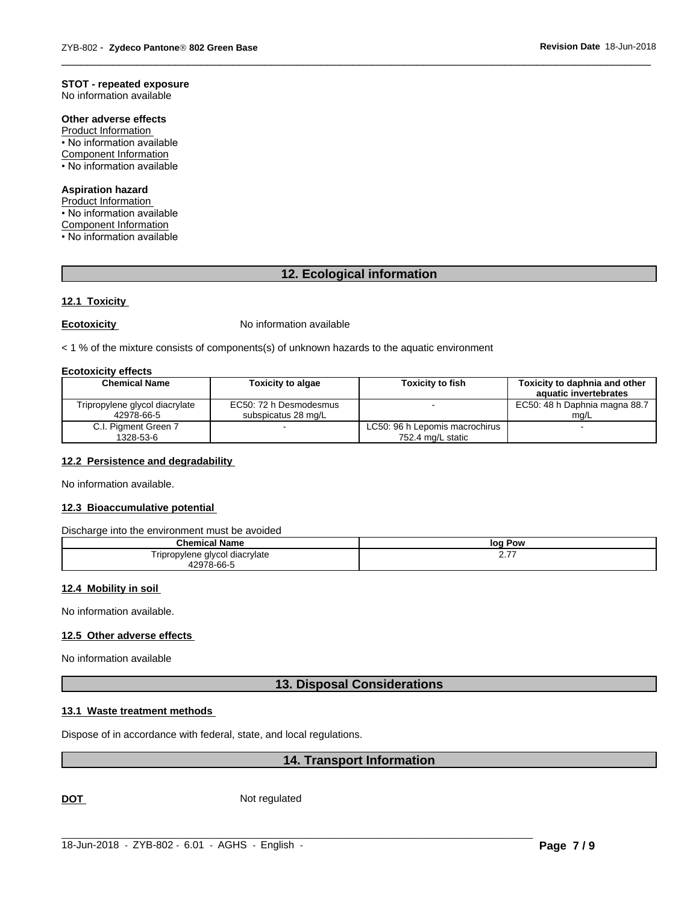**STOT - repeated exposure**
No information available

**Other adverse effects**
Product Information
• No information available
Component Information
• No information available

**Aspiration hazard**
Product Information
• No information available
Component Information
• No information available

## 12. Ecological information

### 12.1 Toxicity

**Ecotoxicity** No information available

< 1 % of the mixture consists of components(s) of unknown hazards to the aquatic environment

**Ecotoxicity effects**

| Chemical Name | Toxicity to algae | Toxicity to fish | Toxicity to daphnia and other aquatic invertebrates |
|---|---|---|---|
| Tripropylene glycol diacrylate 42978-66-5 | EC50: 72 h Desmodesmus subspicatus 28 mg/L | - | EC50: 48 h Daphnia magna 88.7 mg/L |
| C.I. Pigment Green 7 1328-53-6 | - | LC50: 96 h Lepomis macrochirus 752.4 mg/L static | - |

### 12.2 Persistence and degradability

No information available.

### 12.3 Bioaccumulative potential

Discharge into the environment must be avoided

| Chemical Name | log Pow |
|---|---|
| Tripropylene glycol diacrylate 42978-66-5 | 2.77 |

### 12.4 Mobility in soil

No information available.

### 12.5 Other adverse effects

No information available

## 13. Disposal Considerations

### 13.1 Waste treatment methods

Dispose of in accordance with federal, state, and local regulations.

## 14. Transport Information

**DOT** Not regulated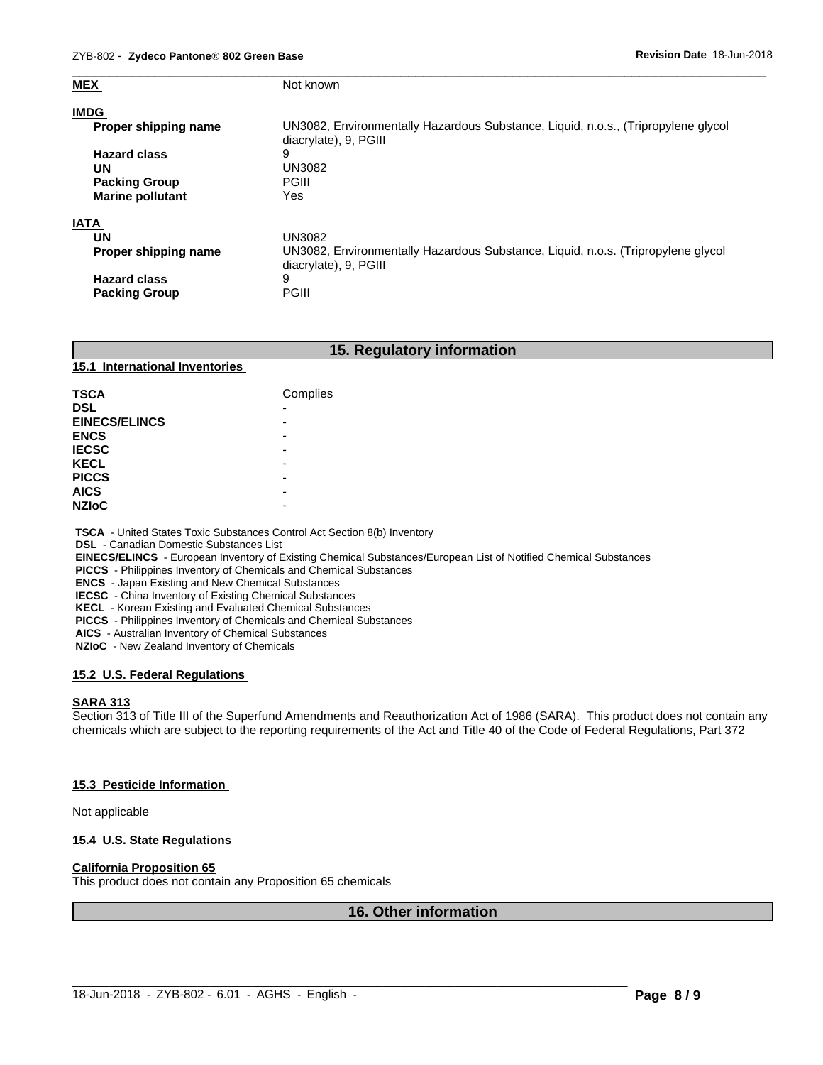**MEX** Not known

**IMDG**

| | |
|---|---|
| **Proper shipping name** | UN3082, Environmentally Hazardous Substance, Liquid, n.o.s., (Tripropylene glycol diacrylate), 9, PGIII |
| **Hazard class** | 9 |
| **UN** | UN3082 |
| **Packing Group** | PGIII |
| **Marine pollutant** | Yes |

**IATA**

| | |
|---|---|
| **UN** | UN3082 |
| **Proper shipping name** | UN3082, Environmentally Hazardous Substance, Liquid, n.o.s. (Tripropylene glycol diacrylate), 9, PGIII |
| **Hazard class** | 9 |
| **Packing Group** | PGIII |

## 15. Regulatory information

### 15.1 International Inventories

| | |
|---|---|
| **TSCA** | Complies |
| **DSL** | - |
| **EINECS/ELINCS** | - |
| **ENCS** | - |
| **IECSC** | - |
| **KECL** | - |
| **PICCS** | - |
| **AICS** | - |
| **NZIoC** | - |

**TSCA** - United States Toxic Substances Control Act Section 8(b) Inventory
**DSL** - Canadian Domestic Substances List
**EINECS/ELINCS** - European Inventory of Existing Chemical Substances/European List of Notified Chemical Substances
**PICCS** - Philippines Inventory of Chemicals and Chemical Substances
**ENCS** - Japan Existing and New Chemical Substances
**IECSC** - China Inventory of Existing Chemical Substances
**KECL** - Korean Existing and Evaluated Chemical Substances
**PICCS** - Philippines Inventory of Chemicals and Chemical Substances
**AICS** - Australian Inventory of Chemical Substances
**NZIoC** - New Zealand Inventory of Chemicals

### 15.2 U.S. Federal Regulations

**SARA 313**

Section 313 of Title III of the Superfund Amendments and Reauthorization Act of 1986 (SARA). This product does not contain any chemicals which are subject to the reporting requirements of the Act and Title 40 of the Code of Federal Regulations, Part 372

### 15.3 Pesticide Information

Not applicable

### 15.4 U.S. State Regulations

**California Proposition 65**

This product does not contain any Proposition 65 chemicals

## 16. Other information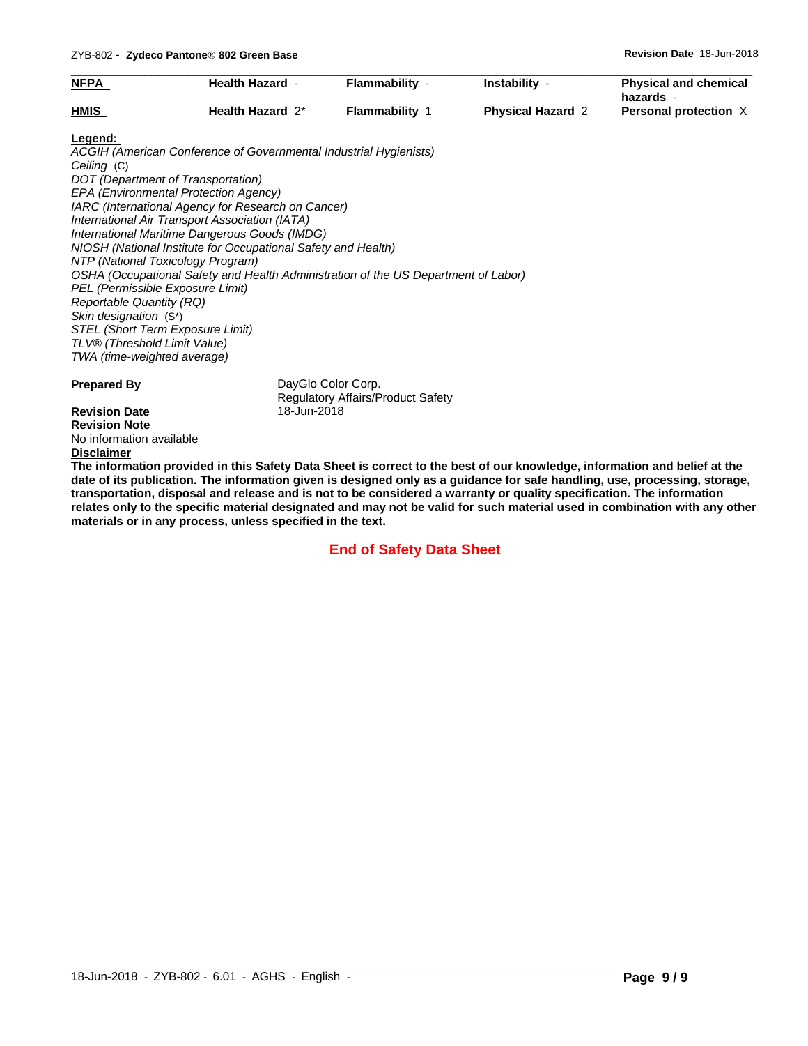| | | | | |
|---|---|---|---|---|
| **NFPA** | **Health Hazard** - | **Flammability** - | **Instability** - | **Physical and chemical hazards** - |
| **HMIS** | **Health Hazard** 2* | **Flammability** 1 | **Physical Hazard** 2 | **Personal protection** X |

**Legend:**

*ACGIH (American Conference of Governmental Industrial Hygienists)*
*Ceiling* (C)
*DOT (Department of Transportation)*
*EPA (Environmental Protection Agency)*
*IARC (International Agency for Research on Cancer)*
*International Air Transport Association (IATA)*
*International Maritime Dangerous Goods (IMDG)*
*NIOSH (National Institute for Occupational Safety and Health)*
*NTP (National Toxicology Program)*
*OSHA (Occupational Safety and Health Administration of the US Department of Labor)*
*PEL (Permissible Exposure Limit)*
*Reportable Quantity (RQ)*
*Skin designation* (S*)
*STEL (Short Term Exposure Limit)*
*TLV® (Threshold Limit Value)*
*TWA (time-weighted average)*

**Prepared By** DayGlo Color Corp.
Regulatory Affairs/Product Safety

**Revision Date** 18-Jun-2018

**Revision Note**

No information available

**Disclaimer**

**The information provided in this Safety Data Sheet is correct to the best of our knowledge, information and belief at the date of its publication. The information given is designed only as a guidance for safe handling, use, processing, storage, transportation, disposal and release and is not to be considered a warranty or quality specification. The information relates only to the specific material designated and may not be valid for such material used in combination with any other materials or in any process, unless specified in the text.**

**End of Safety Data Sheet**